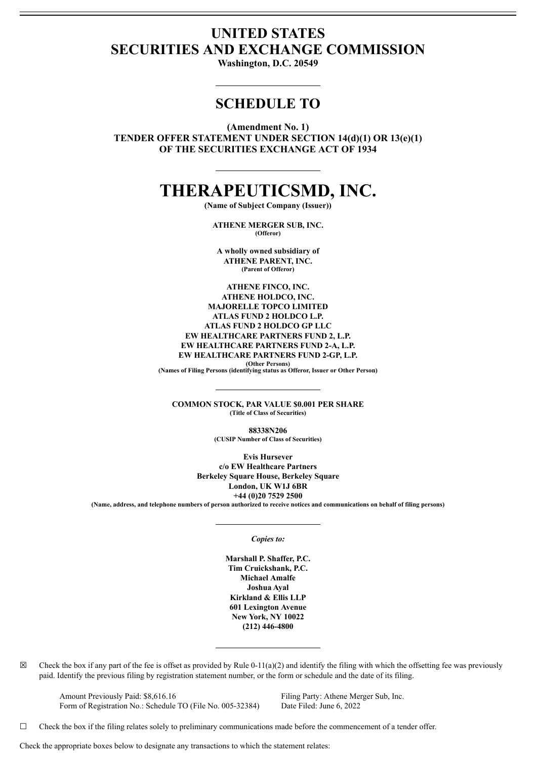# UNITED STATES
# SECURITIES AND EXCHANGE COMMISSION

**Washington, D.C. 20549**

---

## SCHEDULE TO

**(Amendment No. 1)**
**TENDER OFFER STATEMENT UNDER SECTION 14(d)(1) OR 13(e)(1)**
**OF THE SECURITIES EXCHANGE ACT OF 1934**

---

# THERAPEUTICSMD, INC.

**(Name of Subject Company (Issuer))**

**ATHENE MERGER SUB, INC.**
**(Offeror)**

**A wholly owned subsidiary of**
**ATHENE PARENT, INC.**
**(Parent of Offeror)**

**ATHENE FINCO, INC.**
**ATHENE HOLDCO, INC.**
**MAJORELLE TOPCO LIMITED**
**ATLAS FUND 2 HOLDCO L.P.**
**ATLAS FUND 2 HOLDCO GP LLC**
**EW HEALTHCARE PARTNERS FUND 2, L.P.**
**EW HEALTHCARE PARTNERS FUND 2-A, L.P.**
**EW HEALTHCARE PARTNERS FUND 2-GP, L.P.**
**(Other Persons)**
**(Names of Filing Persons (identifying status as Offeror, Issuer or Other Person)**

---

**COMMON STOCK, PAR VALUE $0.001 PER SHARE**
**(Title of Class of Securities)**

**88338N206**
**(CUSIP Number of Class of Securities)**

**Evis Hursever**
**c/o EW Healthcare Partners**
**Berkeley Square House, Berkeley Square**
**London, UK W1J 6BR**
**+44 (0)20 7529 2500**
**(Name, address, and telephone numbers of person authorized to receive notices and communications on behalf of filing persons)**

---

*Copies to:*

**Marshall P. Shaffer, P.C.**
**Tim Cruickshank, P.C.**
**Michael Amalfe**
**Joshua Ayal**
**Kirkland & Ellis LLP**
**601 Lexington Avenue**
**New York, NY 10022**
**(212) 446-4800**

---

☒ Check the box if any part of the fee is offset as provided by Rule 0-11(a)(2) and identify the filing with which the offsetting fee was previously paid. Identify the previous filing by registration statement number, or the form or schedule and the date of its filing.

| | |
|---|---|
| Amount Previously Paid: $8,616.16 | Filing Party: Athene Merger Sub, Inc. |
| Form of Registration No.: Schedule TO (File No. 005-32384) | Date Filed: June 6, 2022 |

☐ Check the box if the filing relates solely to preliminary communications made before the commencement of a tender offer.

Check the appropriate boxes below to designate any transactions to which the statement relates: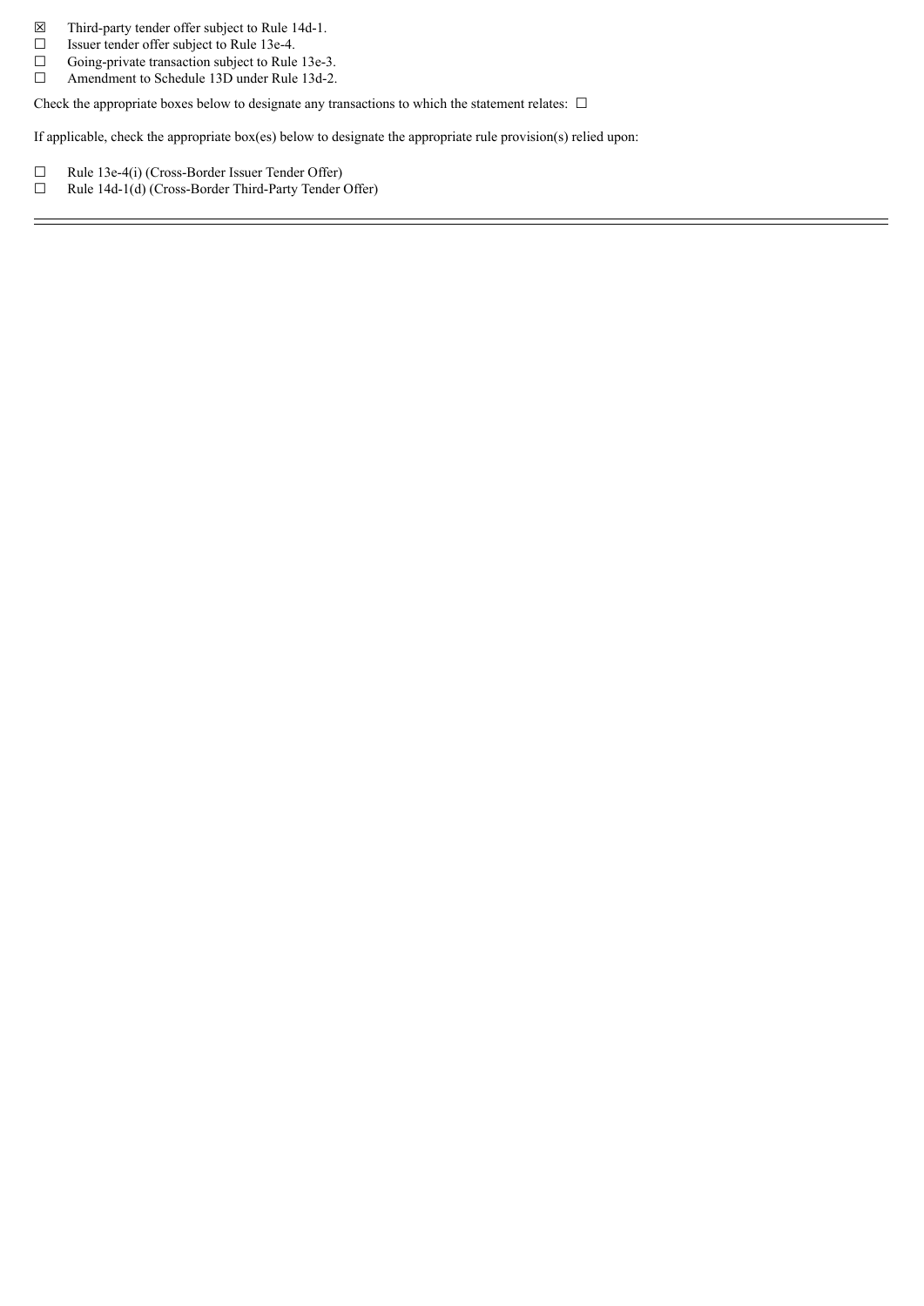☒ Third-party tender offer subject to Rule 14d-1.
☐ Issuer tender offer subject to Rule 13e-4.
☐ Going-private transaction subject to Rule 13e-3.
☐ Amendment to Schedule 13D under Rule 13d-2.

Check the appropriate boxes below to designate any transactions to which the statement relates: ☐

If applicable, check the appropriate box(es) below to designate the appropriate rule provision(s) relied upon:

☐ Rule 13e-4(i) (Cross-Border Issuer Tender Offer)
☐ Rule 14d-1(d) (Cross-Border Third-Party Tender Offer)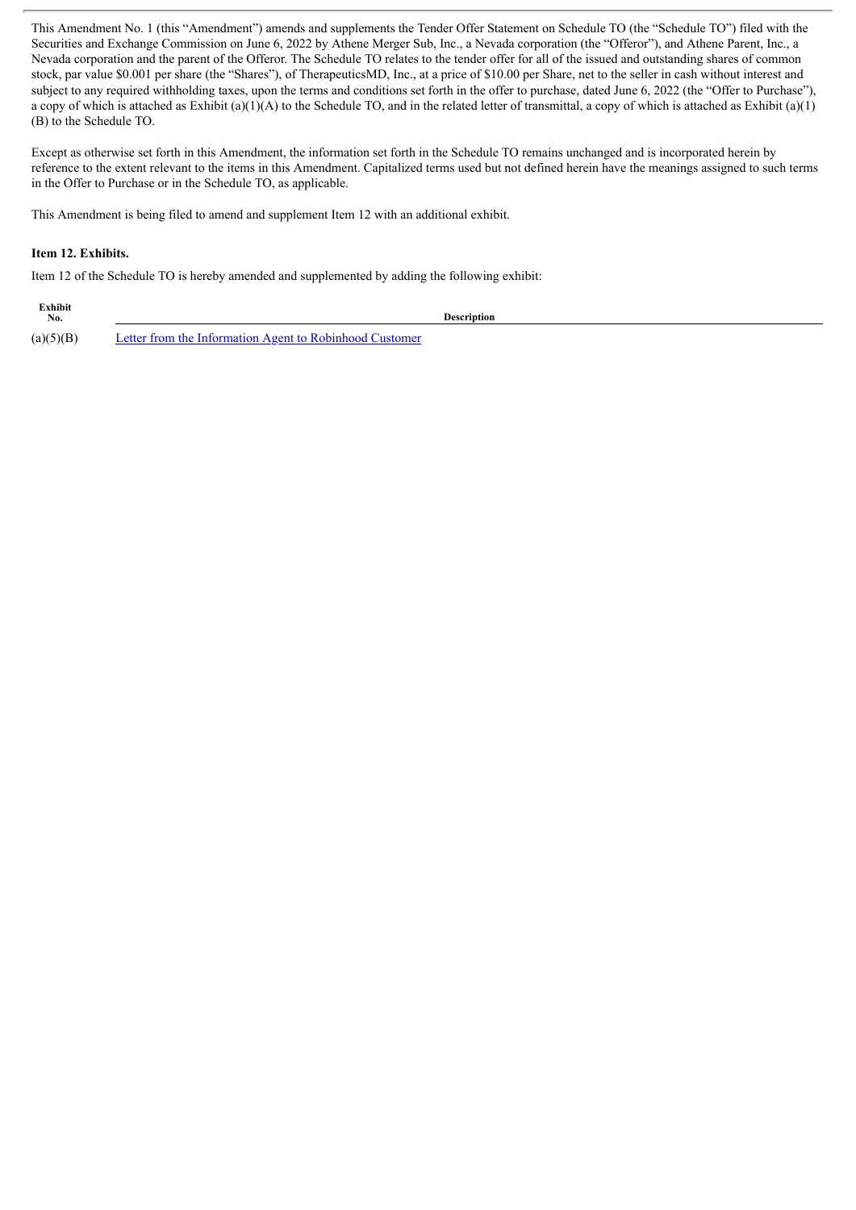This Amendment No. 1 (this "Amendment") amends and supplements the Tender Offer Statement on Schedule TO (the "Schedule TO") filed with the Securities and Exchange Commission on June 6, 2022 by Athene Merger Sub, Inc., a Nevada corporation (the "Offeror"), and Athene Parent, Inc., a Nevada corporation and the parent of the Offeror. The Schedule TO relates to the tender offer for all of the issued and outstanding shares of common stock, par value $0.001 per share (the "Shares"), of TherapeuticsMD, Inc., at a price of $10.00 per Share, net to the seller in cash without interest and subject to any required withholding taxes, upon the terms and conditions set forth in the offer to purchase, dated June 6, 2022 (the "Offer to Purchase"), a copy of which is attached as Exhibit (a)(1)(A) to the Schedule TO, and in the related letter of transmittal, a copy of which is attached as Exhibit (a)(1)(B) to the Schedule TO.

Except as otherwise set forth in this Amendment, the information set forth in the Schedule TO remains unchanged and is incorporated herein by reference to the extent relevant to the items in this Amendment. Capitalized terms used but not defined herein have the meanings assigned to such terms in the Offer to Purchase or in the Schedule TO, as applicable.

This Amendment is being filed to amend and supplement Item 12 with an additional exhibit.

**Item 12. Exhibits.**

Item 12 of the Schedule TO is hereby amended and supplemented by adding the following exhibit:

| Exhibit No. | Description |
|---|---|
| (a)(5)(B) | Letter from the Information Agent to Robinhood Customer |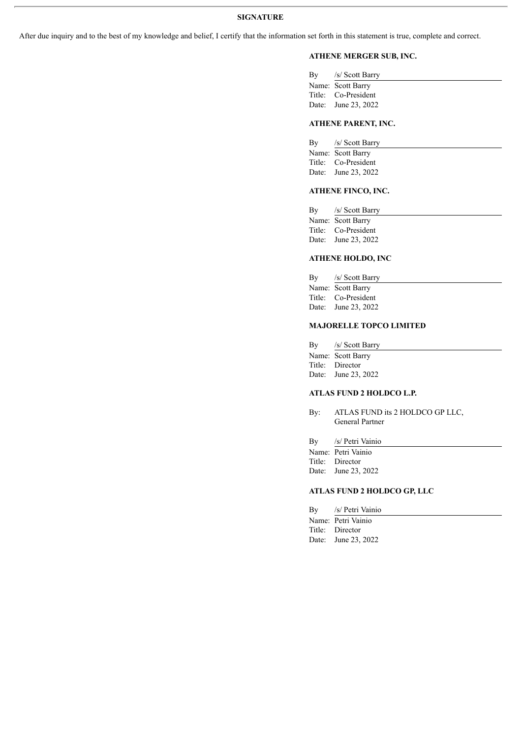**SIGNATURE**

After due inquiry and to the best of my knowledge and belief, I certify that the information set forth in this statement is true, complete and correct.

**ATHENE MERGER SUB, INC.**

By /s/ Scott Barry
Name: Scott Barry
Title: Co-President
Date: June 23, 2022

**ATHENE PARENT, INC.**

By /s/ Scott Barry
Name: Scott Barry
Title: Co-President
Date: June 23, 2022

**ATHENE FINCO, INC.**

By /s/ Scott Barry
Name: Scott Barry
Title: Co-President
Date: June 23, 2022

**ATHENE HOLDO, INC**

By /s/ Scott Barry
Name: Scott Barry
Title: Co-President
Date: June 23, 2022

**MAJORELLE TOPCO LIMITED**

By /s/ Scott Barry
Name: Scott Barry
Title: Director
Date: June 23, 2022

**ATLAS FUND 2 HOLDCO L.P.**

By: ATLAS FUND its 2 HOLDCO GP LLC, General Partner

By /s/ Petri Vainio
Name: Petri Vainio
Title: Director
Date: June 23, 2022

**ATLAS FUND 2 HOLDCO GP, LLC**

By /s/ Petri Vainio
Name: Petri Vainio
Title: Director
Date: June 23, 2022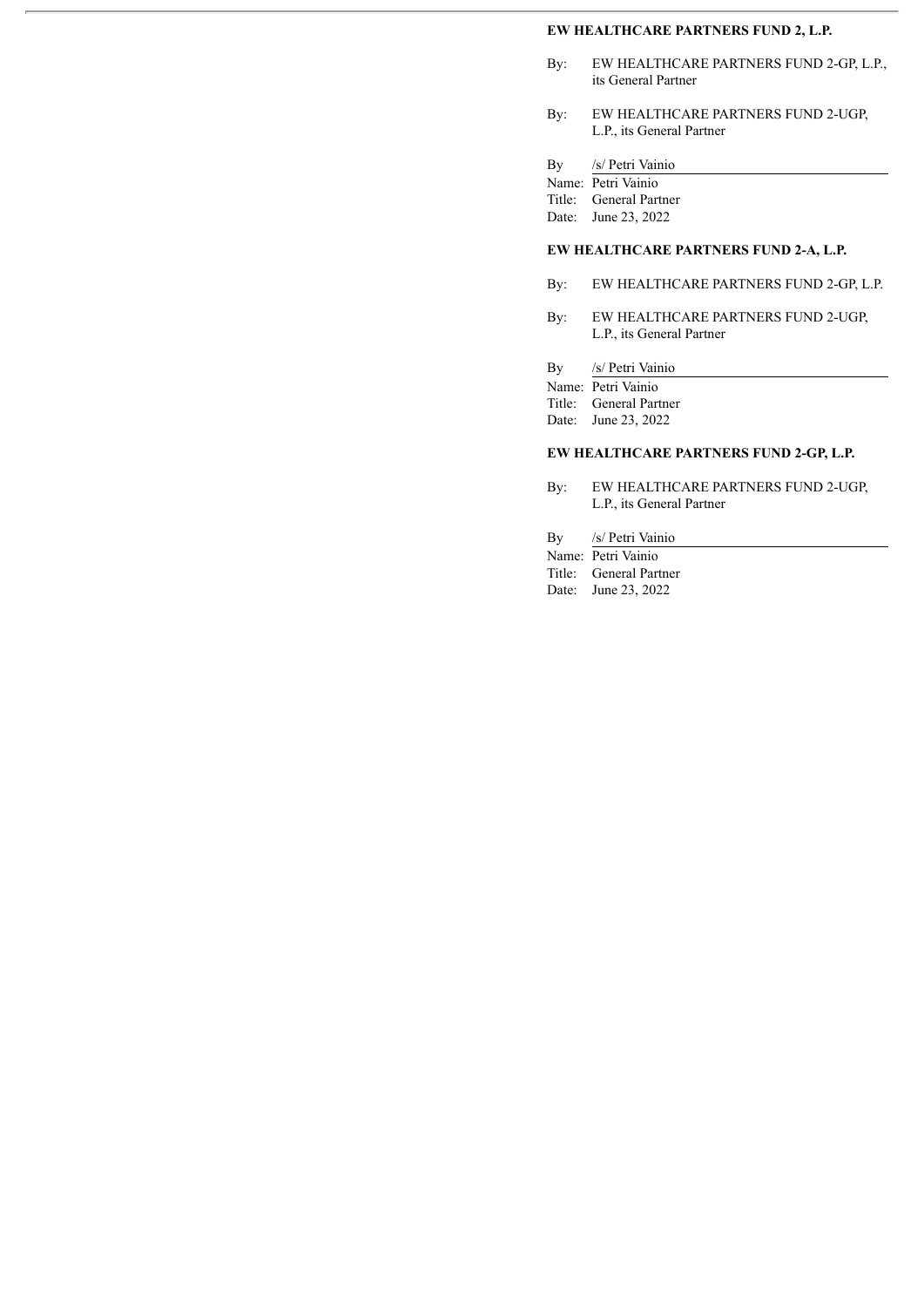**EW HEALTHCARE PARTNERS FUND 2, L.P.**

By: EW HEALTHCARE PARTNERS FUND 2-GP, L.P., its General Partner

By: EW HEALTHCARE PARTNERS FUND 2-UGP, L.P., its General Partner

By /s/ Petri Vainio

Name: Petri Vainio
Title: General Partner
Date: June 23, 2022

**EW HEALTHCARE PARTNERS FUND 2-A, L.P.**

By: EW HEALTHCARE PARTNERS FUND 2-GP, L.P.

By: EW HEALTHCARE PARTNERS FUND 2-UGP, L.P., its General Partner

By /s/ Petri Vainio

Name: Petri Vainio
Title: General Partner
Date: June 23, 2022

**EW HEALTHCARE PARTNERS FUND 2-GP, L.P.**

By: EW HEALTHCARE PARTNERS FUND 2-UGP, L.P., its General Partner

By /s/ Petri Vainio

Name: Petri Vainio
Title: General Partner
Date: June 23, 2022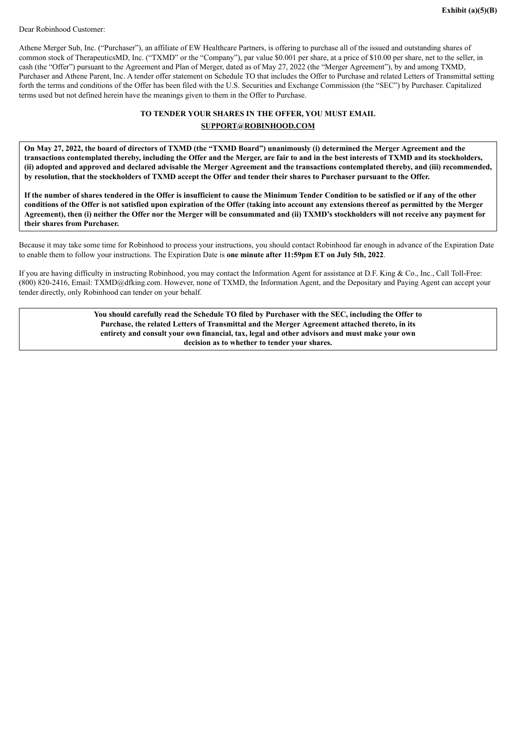**Exhibit (a)(5)(B)**

Dear Robinhood Customer:

Athene Merger Sub, Inc. ("Purchaser"), an affiliate of EW Healthcare Partners, is offering to purchase all of the issued and outstanding shares of common stock of TherapeuticsMD, Inc. ("TXMD" or the "Company"), par value $0.001 per share, at a price of $10.00 per share, net to the seller, in cash (the "Offer") pursuant to the Agreement and Plan of Merger, dated as of May 27, 2022 (the "Merger Agreement"), by and among TXMD, Purchaser and Athene Parent, Inc. A tender offer statement on Schedule TO that includes the Offer to Purchase and related Letters of Transmittal setting forth the terms and conditions of the Offer has been filed with the U.S. Securities and Exchange Commission (the "SEC") by Purchaser. Capitalized terms used but not defined herein have the meanings given to them in the Offer to Purchase.

**TO TENDER YOUR SHARES IN THE OFFER, YOU MUST EMAIL**
**SUPPORT@ROBINHOOD.COM**

**On May 27, 2022, the board of directors of TXMD (the "TXMD Board") unanimously (i) determined the Merger Agreement and the transactions contemplated thereby, including the Offer and the Merger, are fair to and in the best interests of TXMD and its stockholders, (ii) adopted and approved and declared advisable the Merger Agreement and the transactions contemplated thereby, and (iii) recommended, by resolution, that the stockholders of TXMD accept the Offer and tender their shares to Purchaser pursuant to the Offer.**

**If the number of shares tendered in the Offer is insufficient to cause the Minimum Tender Condition to be satisfied or if any of the other conditions of the Offer is not satisfied upon expiration of the Offer (taking into account any extensions thereof as permitted by the Merger Agreement), then (i) neither the Offer nor the Merger will be consummated and (ii) TXMD's stockholders will not receive any payment for their shares from Purchaser.**

Because it may take some time for Robinhood to process your instructions, you should contact Robinhood far enough in advance of the Expiration Date to enable them to follow your instructions. The Expiration Date is **one minute after 11:59pm ET on July 5th, 2022**.

If you are having difficulty in instructing Robinhood, you may contact the Information Agent for assistance at D.F. King & Co., Inc., Call Toll-Free: (800) 820-2416, Email: TXMD@dfking.com. However, none of TXMD, the Information Agent, and the Depositary and Paying Agent can accept your tender directly, only Robinhood can tender on your behalf.

**You should carefully read the Schedule TO filed by Purchaser with the SEC, including the Offer to Purchase, the related Letters of Transmittal and the Merger Agreement attached thereto, in its entirety and consult your own financial, tax, legal and other advisors and must make your own decision as to whether to tender your shares.**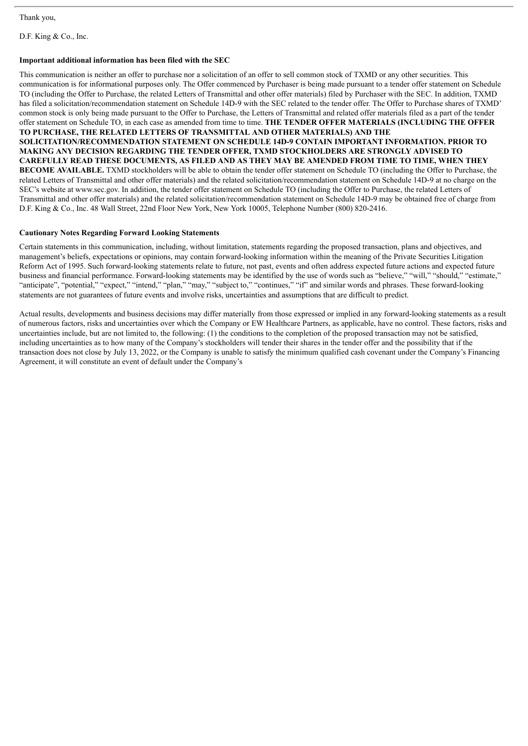Thank you,

D.F. King & Co., Inc.

**Important additional information has been filed with the SEC**

This communication is neither an offer to purchase nor a solicitation of an offer to sell common stock of TXMD or any other securities. This communication is for informational purposes only. The Offer commenced by Purchaser is being made pursuant to a tender offer statement on Schedule TO (including the Offer to Purchase, the related Letters of Transmittal and other offer materials) filed by Purchaser with the SEC. In addition, TXMD has filed a solicitation/recommendation statement on Schedule 14D-9 with the SEC related to the tender offer. The Offer to Purchase shares of TXMD' common stock is only being made pursuant to the Offer to Purchase, the Letters of Transmittal and related offer materials filed as a part of the tender offer statement on Schedule TO, in each case as amended from time to time. **THE TENDER OFFER MATERIALS (INCLUDING THE OFFER TO PURCHASE, THE RELATED LETTERS OF TRANSMITTAL AND OTHER MATERIALS) AND THE SOLICITATION/RECOMMENDATION STATEMENT ON SCHEDULE 14D-9 CONTAIN IMPORTANT INFORMATION. PRIOR TO MAKING ANY DECISION REGARDING THE TENDER OFFER, TXMD STOCKHOLDERS ARE STRONGLY ADVISED TO CAREFULLY READ THESE DOCUMENTS, AS FILED AND AS THEY MAY BE AMENDED FROM TIME TO TIME, WHEN THEY BECOME AVAILABLE.** TXMD stockholders will be able to obtain the tender offer statement on Schedule TO (including the Offer to Purchase, the related Letters of Transmittal and other offer materials) and the related solicitation/recommendation statement on Schedule 14D-9 at no charge on the SEC's website at www.sec.gov. In addition, the tender offer statement on Schedule TO (including the Offer to Purchase, the related Letters of Transmittal and other offer materials) and the related solicitation/recommendation statement on Schedule 14D-9 may be obtained free of charge from D.F. King & Co., Inc. 48 Wall Street, 22nd Floor New York, New York 10005, Telephone Number (800) 820-2416.

**Cautionary Notes Regarding Forward Looking Statements**

Certain statements in this communication, including, without limitation, statements regarding the proposed transaction, plans and objectives, and management's beliefs, expectations or opinions, may contain forward-looking information within the meaning of the Private Securities Litigation Reform Act of 1995. Such forward-looking statements relate to future, not past, events and often address expected future actions and expected future business and financial performance. Forward-looking statements may be identified by the use of words such as "believe," "will," "should," "estimate," "anticipate", "potential," "expect," "intend," "plan," "may," "subject to," "continues," "if" and similar words and phrases. These forward-looking statements are not guarantees of future events and involve risks, uncertainties and assumptions that are difficult to predict.

Actual results, developments and business decisions may differ materially from those expressed or implied in any forward-looking statements as a result of numerous factors, risks and uncertainties over which the Company or EW Healthcare Partners, as applicable, have no control. These factors, risks and uncertainties include, but are not limited to, the following: (1) the conditions to the completion of the proposed transaction may not be satisfied, including uncertainties as to how many of the Company's stockholders will tender their shares in the tender offer and the possibility that if the transaction does not close by July 13, 2022, or the Company is unable to satisfy the minimum qualified cash covenant under the Company's Financing Agreement, it will constitute an event of default under the Company's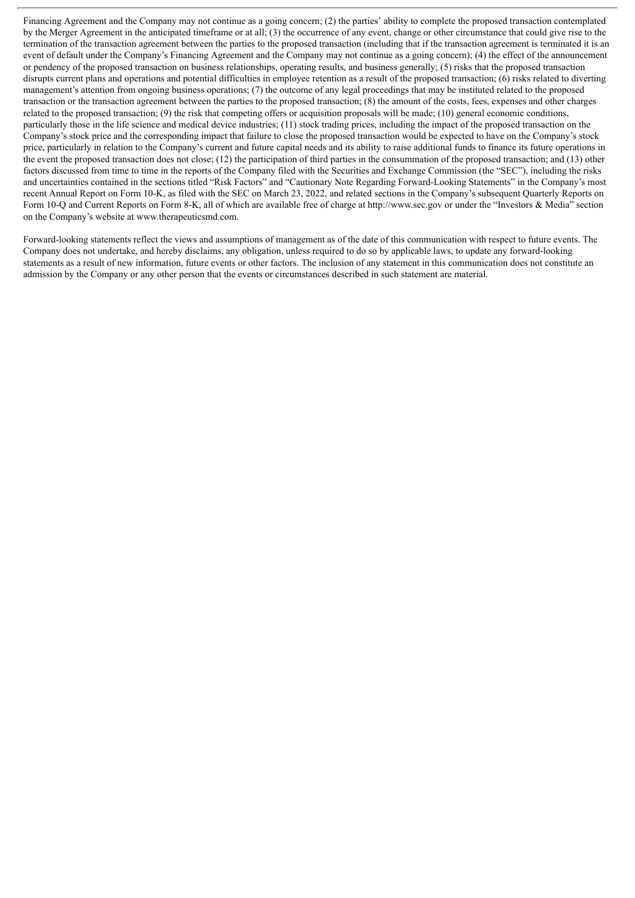Financing Agreement and the Company may not continue as a going concern; (2) the parties' ability to complete the proposed transaction contemplated by the Merger Agreement in the anticipated timeframe or at all; (3) the occurrence of any event, change or other circumstance that could give rise to the termination of the transaction agreement between the parties to the proposed transaction (including that if the transaction agreement is terminated it is an event of default under the Company's Financing Agreement and the Company may not continue as a going concern); (4) the effect of the announcement or pendency of the proposed transaction on business relationships, operating results, and business generally; (5) risks that the proposed transaction disrupts current plans and operations and potential difficulties in employee retention as a result of the proposed transaction; (6) risks related to diverting management's attention from ongoing business operations; (7) the outcome of any legal proceedings that may be instituted related to the proposed transaction or the transaction agreement between the parties to the proposed transaction; (8) the amount of the costs, fees, expenses and other charges related to the proposed transaction; (9) the risk that competing offers or acquisition proposals will be made; (10) general economic conditions, particularly those in the life science and medical device industries; (11) stock trading prices, including the impact of the proposed transaction on the Company's stock price and the corresponding impact that failure to close the proposed transaction would be expected to have on the Company's stock price, particularly in relation to the Company's current and future capital needs and its ability to raise additional funds to finance its future operations in the event the proposed transaction does not close; (12) the participation of third parties in the consummation of the proposed transaction; and (13) other factors discussed from time to time in the reports of the Company filed with the Securities and Exchange Commission (the "SEC"), including the risks and uncertainties contained in the sections titled "Risk Factors" and "Cautionary Note Regarding Forward-Looking Statements" in the Company's most recent Annual Report on Form 10-K, as filed with the SEC on March 23, 2022, and related sections in the Company's subsequent Quarterly Reports on Form 10-Q and Current Reports on Form 8-K, all of which are available free of charge at http://www.sec.gov or under the "Investors & Media" section on the Company's website at www.therapeuticsmd.com.

Forward-looking statements reflect the views and assumptions of management as of the date of this communication with respect to future events. The Company does not undertake, and hereby disclaims, any obligation, unless required to do so by applicable laws, to update any forward-looking statements as a result of new information, future events or other factors. The inclusion of any statement in this communication does not constitute an admission by the Company or any other person that the events or circumstances described in such statement are material.